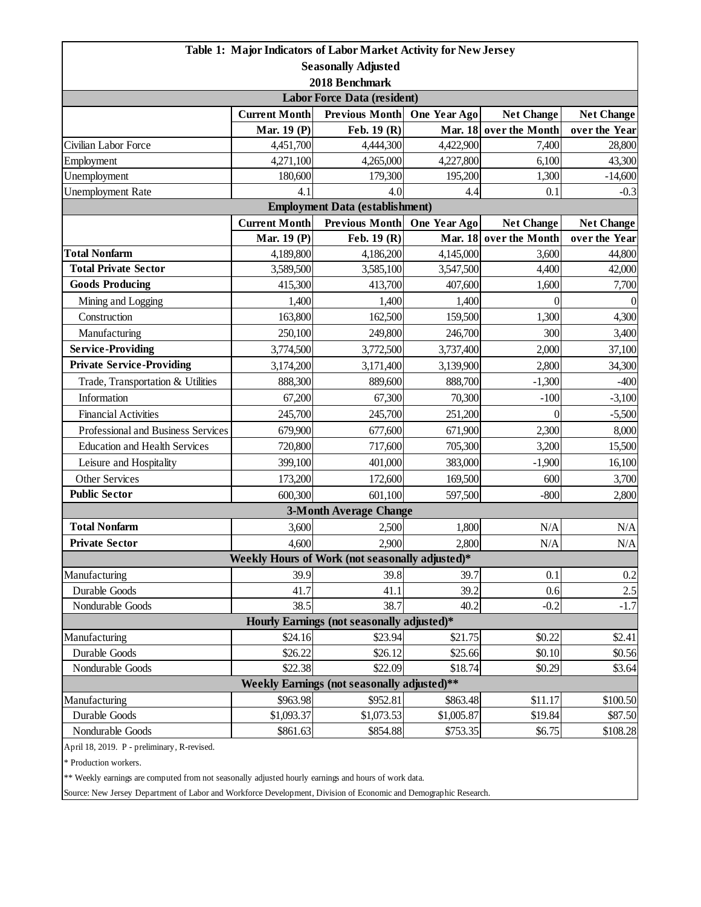| Table 1: Major Indicators of Labor Market Activity for New Jersey | | | | | |
|---|---|---|---|---|---|
| Seasonally Adjusted | | | | | |
| 2018 Benchmark | | | | | |
| **Labor Force Data (resident)** | | | | | |
| | **Current Month** | **Previous Month** | **One Year Ago** | **Net Change** | **Net Change** |
| | **Mar. 19 (P)** | **Feb. 19 (R)** | **Mar. 18** | **over the Month** | **over the Year** |
| Civilian Labor Force | 4,451,700 | 4,444,300 | 4,422,900 | 7,400 | 28,800 |
| Employment | 4,271,100 | 4,265,000 | 4,227,800 | 6,100 | 43,300 |
| Unemployment | 180,600 | 179,300 | 195,200 | 1,300 | -14,600 |
| Unemployment Rate | 4.1 | 4.0 | 4.4 | 0.1 | -0.3 |
| **Employment Data (establishment)** | | | | | |
| | **Current Month** | **Previous Month** | **One Year Ago** | **Net Change** | **Net Change** |
| | **Mar. 19 (P)** | **Feb. 19 (R)** | **Mar. 18** | **over the Month** | **over the Year** |
| **Total Nonfarm** | 4,189,800 | 4,186,200 | 4,145,000 | 3,600 | 44,800 |
| **Total Private Sector** | 3,589,500 | 3,585,100 | 3,547,500 | 4,400 | 42,000 |
| **Goods Producing** | 415,300 | 413,700 | 407,600 | 1,600 | 7,700 |
| Mining and Logging | 1,400 | 1,400 | 1,400 | 0 | 0 |
| Construction | 163,800 | 162,500 | 159,500 | 1,300 | 4,300 |
| Manufacturing | 250,100 | 249,800 | 246,700 | 300 | 3,400 |
| **Service-Providing** | 3,774,500 | 3,772,500 | 3,737,400 | 2,000 | 37,100 |
| **Private Service-Providing** | 3,174,200 | 3,171,400 | 3,139,900 | 2,800 | 34,300 |
| Trade, Transportation & Utilities | 888,300 | 889,600 | 888,700 | -1,300 | -400 |
| Information | 67,200 | 67,300 | 70,300 | -100 | -3,100 |
| Financial Activities | 245,700 | 245,700 | 251,200 | 0 | -5,500 |
| Professional and Business Services | 679,900 | 677,600 | 671,900 | 2,300 | 8,000 |
| Education and Health Services | 720,800 | 717,600 | 705,300 | 3,200 | 15,500 |
| Leisure and Hospitality | 399,100 | 401,000 | 383,000 | -1,900 | 16,100 |
| Other Services | 173,200 | 172,600 | 169,500 | 600 | 3,700 |
| **Public Sector** | 600,300 | 601,100 | 597,500 | -800 | 2,800 |
| **3-Month Average Change** | | | | | |
| **Total Nonfarm** | 3,600 | 2,500 | 1,800 | N/A | N/A |
| **Private Sector** | 4,600 | 2,900 | 2,800 | N/A | N/A |
| **Weekly Hours of Work (not seasonally adjusted)*** | | | | | |
| Manufacturing | 39.9 | 39.8 | 39.7 | 0.1 | 0.2 |
| Durable Goods | 41.7 | 41.1 | 39.2 | 0.6 | 2.5 |
| Nondurable Goods | 38.5 | 38.7 | 40.2 | -0.2 | -1.7 |
| **Hourly Earnings (not seasonally adjusted)*** | | | | | |
| Manufacturing | $24.16 | $23.94 | $21.75 | $0.22 | $2.41 |
| Durable Goods | $26.22 | $26.12 | $25.66 | $0.10 | $0.56 |
| Nondurable Goods | $22.38 | $22.09 | $18.74 | $0.29 | $3.64 |
| **Weekly Earnings (not seasonally adjusted)**** | | | | | |
| Manufacturing | $963.98 | $952.81 | $863.48 | $11.17 | $100.50 |
| Durable Goods | $1,093.37 | $1,073.53 | $1,005.87 | $19.84 | $87.50 |
| Nondurable Goods | $861.63 | $854.88 | $753.35 | $6.75 | $108.28 |

April 18, 2019. P - preliminary, R-revised.

* Production workers.

** Weekly earnings are computed from not seasonally adjusted hourly earnings and hours of work data.

Source: New Jersey Department of Labor and Workforce Development, Division of Economic and Demographic Research.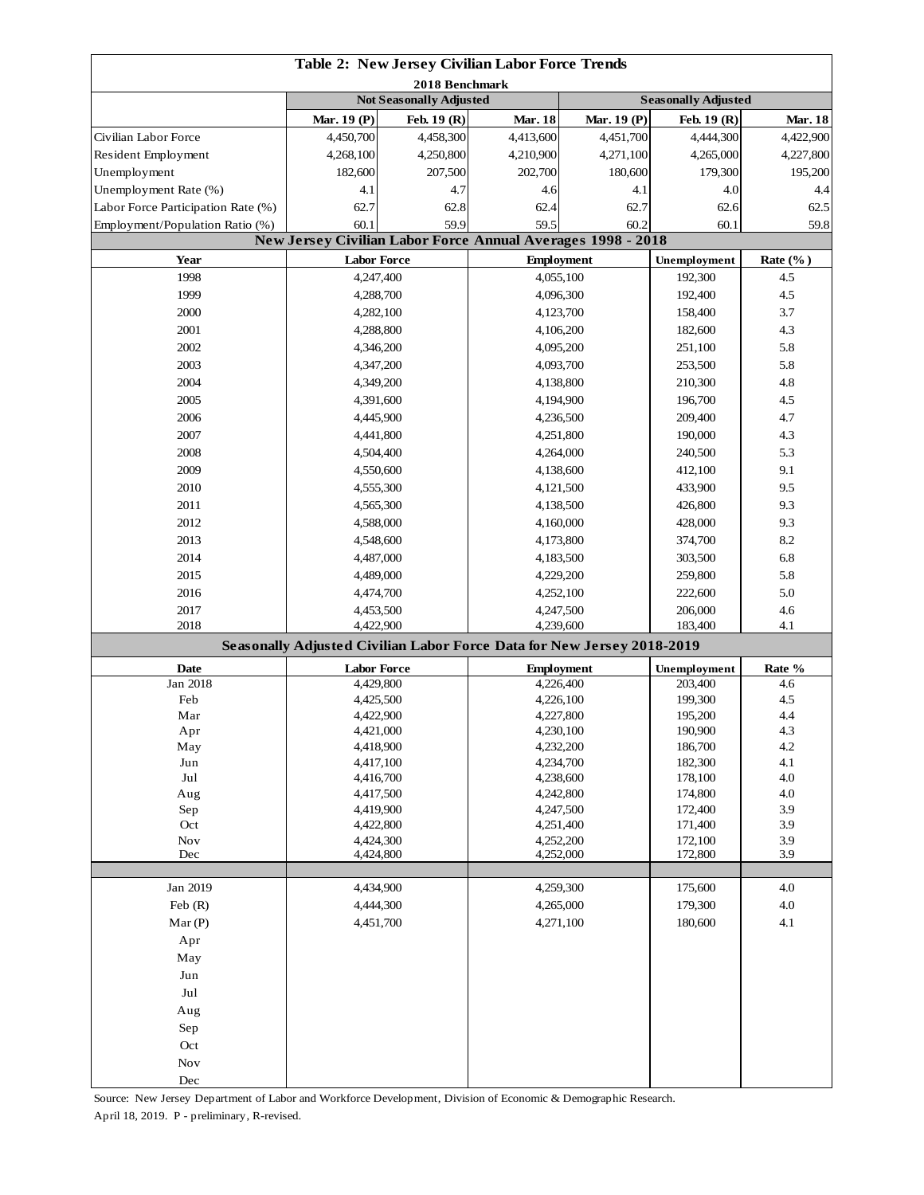# Table 2: New Jersey Civilian Labor Force Trends

2018 Benchmark

| | Not Seasonally Adjusted | | | Seasonally Adjusted | | |
|---|---|---|---|---|---|---|
| | Mar. 19 (P) | Feb. 19 (R) | Mar. 18 | Mar. 19 (P) | Feb. 19 (R) | Mar. 18 |
| Civilian Labor Force | 4,450,700 | 4,458,300 | 4,413,600 | 4,451,700 | 4,444,300 | 4,422,900 |
| Resident Employment | 4,268,100 | 4,250,800 | 4,210,900 | 4,271,100 | 4,265,000 | 4,227,800 |
| Unemployment | 182,600 | 207,500 | 202,700 | 180,600 | 179,300 | 195,200 |
| Unemployment Rate (%) | 4.1 | 4.7 | 4.6 | 4.1 | 4.0 | 4.4 |
| Labor Force Participation Rate (%) | 62.7 | 62.8 | 62.4 | 62.7 | 62.6 | 62.5 |
| Employment/Population Ratio (%) | 60.1 | 59.9 | 59.5 | 60.2 | 60.1 | 59.8 |

## New Jersey Civilian Labor Force Annual Averages 1998 - 2018

| Year | Labor Force | Employment | Unemployment | Rate (%) |
|---|---|---|---|---|
| 1998 | 4,247,400 | 4,055,100 | 192,300 | 4.5 |
| 1999 | 4,288,700 | 4,096,300 | 192,400 | 4.5 |
| 2000 | 4,282,100 | 4,123,700 | 158,400 | 3.7 |
| 2001 | 4,288,800 | 4,106,200 | 182,600 | 4.3 |
| 2002 | 4,346,200 | 4,095,200 | 251,100 | 5.8 |
| 2003 | 4,347,200 | 4,093,700 | 253,500 | 5.8 |
| 2004 | 4,349,200 | 4,138,800 | 210,300 | 4.8 |
| 2005 | 4,391,600 | 4,194,900 | 196,700 | 4.5 |
| 2006 | 4,445,900 | 4,236,500 | 209,400 | 4.7 |
| 2007 | 4,441,800 | 4,251,800 | 190,000 | 4.3 |
| 2008 | 4,504,400 | 4,264,000 | 240,500 | 5.3 |
| 2009 | 4,550,600 | 4,138,600 | 412,100 | 9.1 |
| 2010 | 4,555,300 | 4,121,500 | 433,900 | 9.5 |
| 2011 | 4,565,300 | 4,138,500 | 426,800 | 9.3 |
| 2012 | 4,588,000 | 4,160,000 | 428,000 | 9.3 |
| 2013 | 4,548,600 | 4,173,800 | 374,700 | 8.2 |
| 2014 | 4,487,000 | 4,183,500 | 303,500 | 6.8 |
| 2015 | 4,489,000 | 4,229,200 | 259,800 | 5.8 |
| 2016 | 4,474,700 | 4,252,100 | 222,600 | 5.0 |
| 2017 | 4,453,500 | 4,247,500 | 206,000 | 4.6 |
| 2018 | 4,422,900 | 4,239,600 | 183,400 | 4.1 |

## Seasonally Adjusted Civilian Labor Force Data for New Jersey 2018-2019

| Date | Labor Force | Employment | Unemployment | Rate % |
|---|---|---|---|---|
| Jan 2018 | 4,429,800 | 4,226,400 | 203,400 | 4.6 |
| Feb | 4,425,500 | 4,226,100 | 199,300 | 4.5 |
| Mar | 4,422,900 | 4,227,800 | 195,200 | 4.4 |
| Apr | 4,421,000 | 4,230,100 | 190,900 | 4.3 |
| May | 4,418,900 | 4,232,200 | 186,700 | 4.2 |
| Jun | 4,417,100 | 4,234,700 | 182,300 | 4.1 |
| Jul | 4,416,700 | 4,238,600 | 178,100 | 4.0 |
| Aug | 4,417,500 | 4,242,800 | 174,800 | 4.0 |
| Sep | 4,419,900 | 4,247,500 | 172,400 | 3.9 |
| Oct | 4,422,800 | 4,251,400 | 171,400 | 3.9 |
| Nov | 4,424,300 | 4,252,200 | 172,100 | 3.9 |
| Dec | 4,424,800 | 4,252,000 | 172,800 | 3.9 |
| | | | | |
| Jan 2019 | 4,434,900 | 4,259,300 | 175,600 | 4.0 |
| Feb (R) | 4,444,300 | 4,265,000 | 179,300 | 4.0 |
| Mar (P) | 4,451,700 | 4,271,100 | 180,600 | 4.1 |
| Apr | | | | |
| May | | | | |
| Jun | | | | |
| Jul | | | | |
| Aug | | | | |
| Sep | | | | |
| Oct | | | | |
| Nov | | | | |
| Dec | | | | |

Source: New Jersey Department of Labor and Workforce Development, Division of Economic & Demographic Research.

April 18, 2019. P - preliminary, R-revised.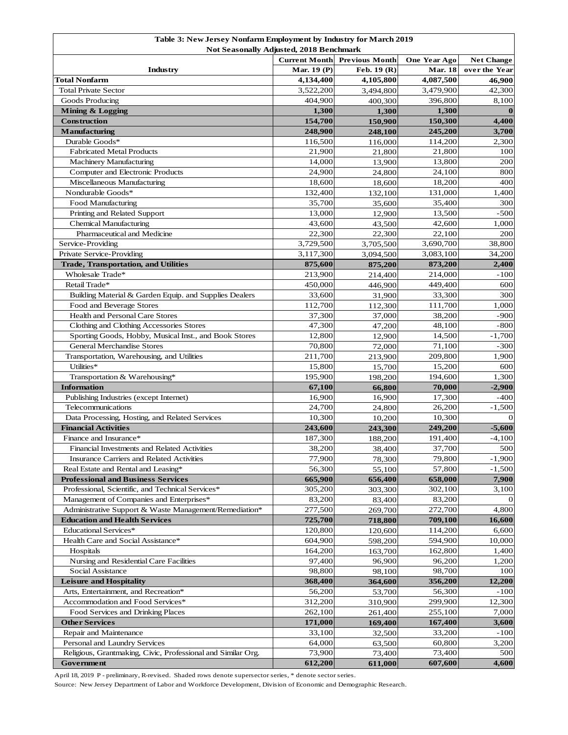**Table 3: New Jersey Nonfarm Employment by Industry for March 2019**
**Not Seasonally Adjusted, 2018 Benchmark**

| Industry | Current Month Mar. 19 (P) | Previous Month Feb. 19 (R) | One Year Ago Mar. 18 | Net Change over the Year |
|---|---|---|---|---|
| **Total Nonfarm** | **4,134,400** | **4,105,800** | **4,087,500** | **46,900** |
| Total Private Sector | 3,522,200 | 3,494,800 | 3,479,900 | 42,300 |
| Goods Producing | 404,900 | 400,300 | 396,800 | 8,100 |
| **Mining & Logging** | **1,300** | **1,300** | **1,300** | **0** |
| **Construction** | **154,700** | **150,900** | **150,300** | **4,400** |
| **Manufacturing** | **248,900** | **248,100** | **245,200** | **3,700** |
| Durable Goods* | 116,500 | 116,000 | 114,200 | 2,300 |
| Fabricated Metal Products | 21,900 | 21,800 | 21,800 | 100 |
| Machinery Manufacturing | 14,000 | 13,900 | 13,800 | 200 |
| Computer and Electronic Products | 24,900 | 24,800 | 24,100 | 800 |
| Miscellaneous Manufacturing | 18,600 | 18,600 | 18,200 | 400 |
| Nondurable Goods* | 132,400 | 132,100 | 131,000 | 1,400 |
| Food Manufacturing | 35,700 | 35,600 | 35,400 | 300 |
| Printing and Related Support | 13,000 | 12,900 | 13,500 | -500 |
| Chemical Manufacturing | 43,600 | 43,500 | 42,600 | 1,000 |
| Pharmaceutical and Medicine | 22,300 | 22,300 | 22,100 | 200 |
| Service-Providing | 3,729,500 | 3,705,500 | 3,690,700 | 38,800 |
| Private Service-Providing | 3,117,300 | 3,094,500 | 3,083,100 | 34,200 |
| **Trade, Transportation, and Utilities** | **875,600** | **875,200** | **873,200** | **2,400** |
| Wholesale Trade* | 213,900 | 214,400 | 214,000 | -100 |
| Retail Trade* | 450,000 | 446,900 | 449,400 | 600 |
| Building Material & Garden Equip. and Supplies Dealers | 33,600 | 31,900 | 33,300 | 300 |
| Food and Beverage Stores | 112,700 | 112,300 | 111,700 | 1,000 |
| Health and Personal Care Stores | 37,300 | 37,000 | 38,200 | -900 |
| Clothing and Clothing Accessories Stores | 47,300 | 47,200 | 48,100 | -800 |
| Sporting Goods, Hobby, Musical Inst., and Book Stores | 12,800 | 12,900 | 14,500 | -1,700 |
| General Merchandise Stores | 70,800 | 72,000 | 71,100 | -300 |
| Transportation, Warehousing, and Utilities | 211,700 | 213,900 | 209,800 | 1,900 |
| Utilities* | 15,800 | 15,700 | 15,200 | 600 |
| Transportation & Warehousing* | 195,900 | 198,200 | 194,600 | 1,300 |
| **Information** | **67,100** | **66,800** | **70,000** | **-2,900** |
| Publishing Industries (except Internet) | 16,900 | 16,900 | 17,300 | -400 |
| Telecommunications | 24,700 | 24,800 | 26,200 | -1,500 |
| Data Processing, Hosting, and Related Services | 10,300 | 10,200 | 10,300 | 0 |
| **Financial Activities** | **243,600** | **243,300** | **249,200** | **-5,600** |
| Finance and Insurance* | 187,300 | 188,200 | 191,400 | -4,100 |
| Financial Investments and Related Activities | 38,200 | 38,400 | 37,700 | 500 |
| Insurance Carriers and Related Activities | 77,900 | 78,300 | 79,800 | -1,900 |
| Real Estate and Rental and Leasing* | 56,300 | 55,100 | 57,800 | -1,500 |
| **Professional and Business Services** | **665,900** | **656,400** | **658,000** | **7,900** |
| Professional, Scientific, and Technical Services* | 305,200 | 303,300 | 302,100 | 3,100 |
| Management of Companies and Enterprises* | 83,200 | 83,400 | 83,200 | 0 |
| Administrative Support & Waste Management/Remediation* | 277,500 | 269,700 | 272,700 | 4,800 |
| **Education and Health Services** | **725,700** | **718,800** | **709,100** | **16,600** |
| Educational Services* | 120,800 | 120,600 | 114,200 | 6,600 |
| Health Care and Social Assistance* | 604,900 | 598,200 | 594,900 | 10,000 |
| Hospitals | 164,200 | 163,700 | 162,800 | 1,400 |
| Nursing and Residential Care Facilities | 97,400 | 96,900 | 96,200 | 1,200 |
| Social Assistance | 98,800 | 98,100 | 98,700 | 100 |
| **Leisure and Hospitality** | **368,400** | **364,600** | **356,200** | **12,200** |
| Arts, Entertainment, and Recreation* | 56,200 | 53,700 | 56,300 | -100 |
| Accommodation and Food Services* | 312,200 | 310,900 | 299,900 | 12,300 |
| Food Services and Drinking Places | 262,100 | 261,400 | 255,100 | 7,000 |
| **Other Services** | **171,000** | **169,400** | **167,400** | **3,600** |
| Repair and Maintenance | 33,100 | 32,500 | 33,200 | -100 |
| Personal and Laundry Services | 64,000 | 63,500 | 60,800 | 3,200 |
| Religious, Grantmaking, Civic, Professional and Similar Org. | 73,900 | 73,400 | 73,400 | 500 |
| **Government** | **612,200** | **611,000** | **607,600** | **4,600** |

April 18, 2019 P - preliminary, R-revised. Shaded rows denote supersector series, * denote sector series.

Source: New Jersey Department of Labor and Workforce Development, Division of Economic and Demographic Research.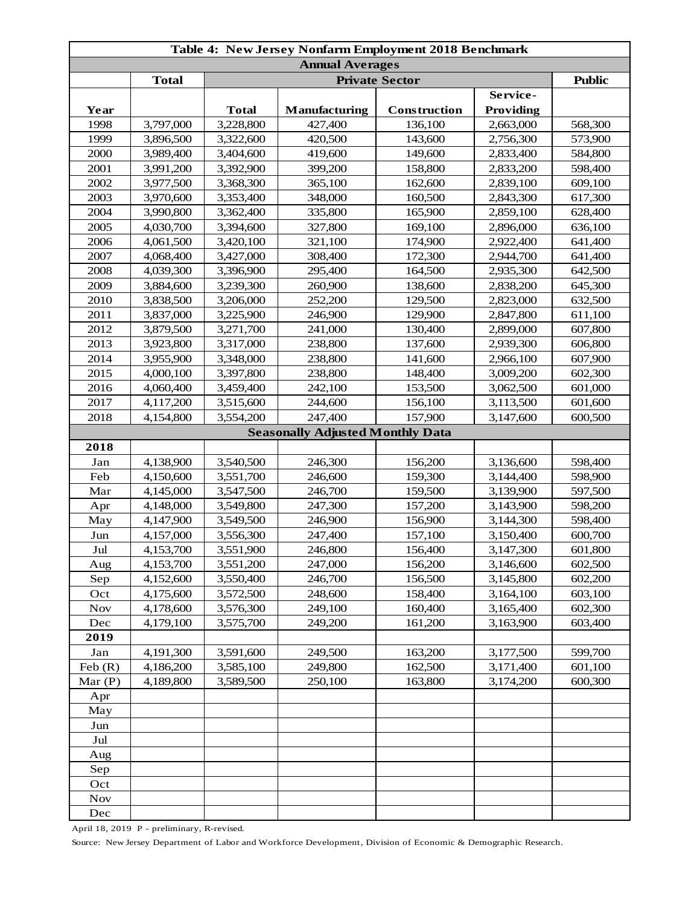| Table 4: New Jersey Nonfarm Employment 2018 Benchmark | | | | | | |
|---|---|---|---|---|---|---|
| **Annual Averages** | | | | | | |
| | **Total** | **Private Sector** | | | | **Public** |
| **Year** | | **Total** | **Manufacturing** | **Construction** | **Service-Providing** | |
| 1998 | 3,797,000 | 3,228,800 | 427,400 | 136,100 | 2,663,000 | 568,300 |
| 1999 | 3,896,500 | 3,322,600 | 420,500 | 143,600 | 2,756,300 | 573,900 |
| 2000 | 3,989,400 | 3,404,600 | 419,600 | 149,600 | 2,833,400 | 584,800 |
| 2001 | 3,991,200 | 3,392,900 | 399,200 | 158,800 | 2,833,200 | 598,400 |
| 2002 | 3,977,500 | 3,368,300 | 365,100 | 162,600 | 2,839,100 | 609,100 |
| 2003 | 3,970,600 | 3,353,400 | 348,000 | 160,500 | 2,843,300 | 617,300 |
| 2004 | 3,990,800 | 3,362,400 | 335,800 | 165,900 | 2,859,100 | 628,400 |
| 2005 | 4,030,700 | 3,394,600 | 327,800 | 169,100 | 2,896,000 | 636,100 |
| 2006 | 4,061,500 | 3,420,100 | 321,100 | 174,900 | 2,922,400 | 641,400 |
| 2007 | 4,068,400 | 3,427,000 | 308,400 | 172,300 | 2,944,700 | 641,400 |
| 2008 | 4,039,300 | 3,396,900 | 295,400 | 164,500 | 2,935,300 | 642,500 |
| 2009 | 3,884,600 | 3,239,300 | 260,900 | 138,600 | 2,838,200 | 645,300 |
| 2010 | 3,838,500 | 3,206,000 | 252,200 | 129,500 | 2,823,000 | 632,500 |
| 2011 | 3,837,000 | 3,225,900 | 246,900 | 129,900 | 2,847,800 | 611,100 |
| 2012 | 3,879,500 | 3,271,700 | 241,000 | 130,400 | 2,899,000 | 607,800 |
| 2013 | 3,923,800 | 3,317,000 | 238,800 | 137,600 | 2,939,300 | 606,800 |
| 2014 | 3,955,900 | 3,348,000 | 238,800 | 141,600 | 2,966,100 | 607,900 |
| 2015 | 4,000,100 | 3,397,800 | 238,800 | 148,400 | 3,009,200 | 602,300 |
| 2016 | 4,060,400 | 3,459,400 | 242,100 | 153,500 | 3,062,500 | 601,000 |
| 2017 | 4,117,200 | 3,515,600 | 244,600 | 156,100 | 3,113,500 | 601,600 |
| 2018 | 4,154,800 | 3,554,200 | 247,400 | 157,900 | 3,147,600 | 600,500 |
| **Seasonally Adjusted Monthly Data** | | | | | | |
| **2018** | | | | | | |
| Jan | 4,138,900 | 3,540,500 | 246,300 | 156,200 | 3,136,600 | 598,400 |
| Feb | 4,150,600 | 3,551,700 | 246,600 | 159,300 | 3,144,400 | 598,900 |
| Mar | 4,145,000 | 3,547,500 | 246,700 | 159,500 | 3,139,900 | 597,500 |
| Apr | 4,148,000 | 3,549,800 | 247,300 | 157,200 | 3,143,900 | 598,200 |
| May | 4,147,900 | 3,549,500 | 246,900 | 156,900 | 3,144,300 | 598,400 |
| Jun | 4,157,000 | 3,556,300 | 247,400 | 157,100 | 3,150,400 | 600,700 |
| Jul | 4,153,700 | 3,551,900 | 246,800 | 156,400 | 3,147,300 | 601,800 |
| Aug | 4,153,700 | 3,551,200 | 247,000 | 156,200 | 3,146,600 | 602,500 |
| Sep | 4,152,600 | 3,550,400 | 246,700 | 156,500 | 3,145,800 | 602,200 |
| Oct | 4,175,600 | 3,572,500 | 248,600 | 158,400 | 3,164,100 | 603,100 |
| Nov | 4,178,600 | 3,576,300 | 249,100 | 160,400 | 3,165,400 | 602,300 |
| Dec | 4,179,100 | 3,575,700 | 249,200 | 161,200 | 3,163,900 | 603,400 |
| **2019** | | | | | | |
| Jan | 4,191,300 | 3,591,600 | 249,500 | 163,200 | 3,177,500 | 599,700 |
| Feb (R) | 4,186,200 | 3,585,100 | 249,800 | 162,500 | 3,171,400 | 601,100 |
| Mar (P) | 4,189,800 | 3,589,500 | 250,100 | 163,800 | 3,174,200 | 600,300 |
| Apr | | | | | | |
| May | | | | | | |
| Jun | | | | | | |
| Jul | | | | | | |
| Aug | | | | | | |
| Sep | | | | | | |
| Oct | | | | | | |
| Nov | | | | | | |
| Dec | | | | | | |

April 18, 2019 P - preliminary, R-revised.

Source: New Jersey Department of Labor and Workforce Development, Division of Economic & Demographic Research.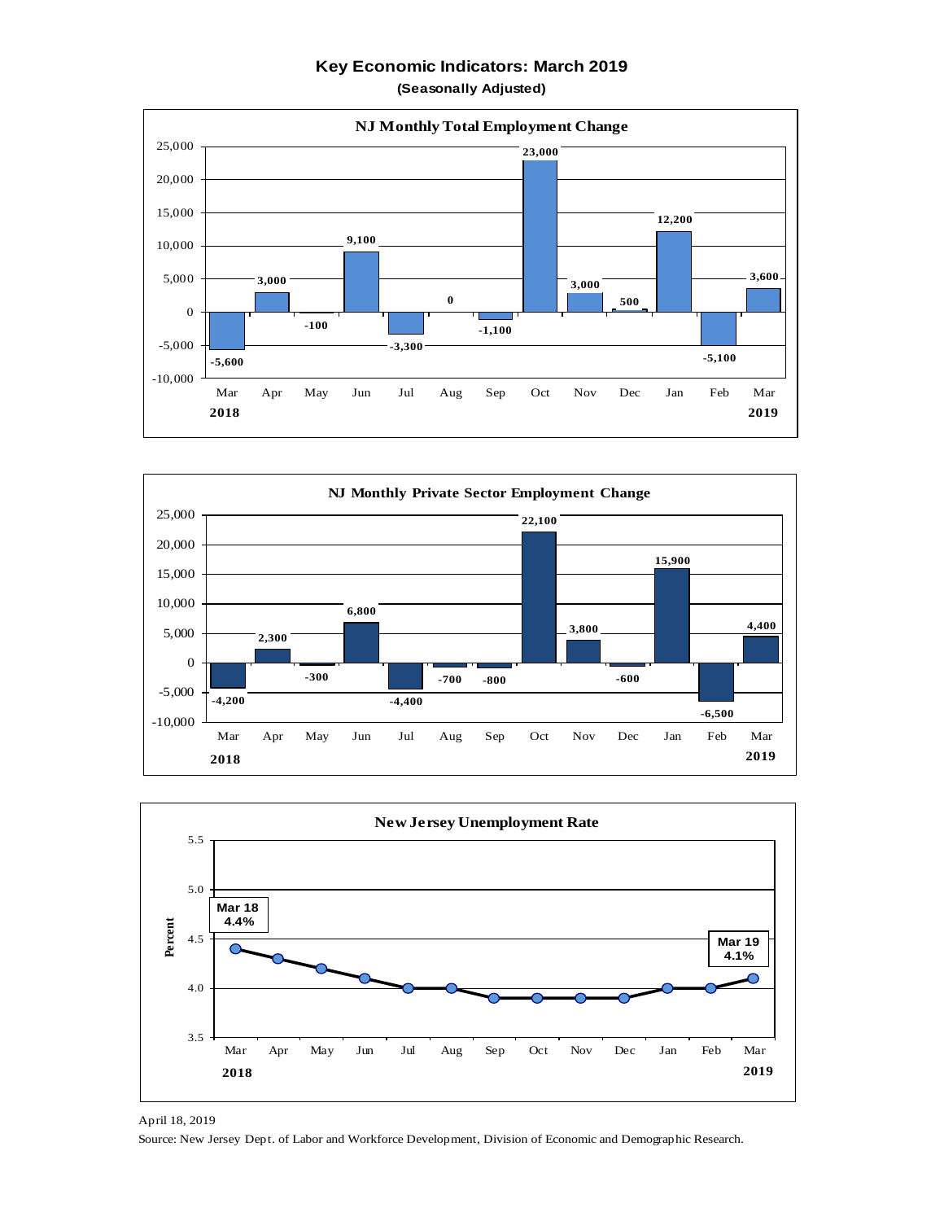# Key Economic Indicators: March 2019

**(Seasonally Adjusted)**

**NJ Monthly Total Employment Change**

25,000
20,000
15,000
10,000
5,000
0
-5,000
-10,000

-5,600
3,000
-100
9,100
-3,300
0
-1,100
23,000
3,000
500
12,200
-5,100
3,600

Mar Apr May Jun Jul Aug Sep Oct Nov Dec Jan Feb Mar

**2018** **2019**

**NJ Monthly Private Sector Employment Change**

25,000
20,000
15,000
10,000
5,000
0
-5,000
-10,000

-4,200
2,300
-300
6,800
-4,400
-700
-800
22,100
3,800
-600
15,900
-6,500
4,400

Mar Apr May Jun Jul Aug Sep Oct Nov Dec Jan Feb Mar

**2018** **2019**

**New Jersey Unemployment Rate**

Percent

5.5
5.0
4.5
4.0
3.5

**Mar 18**
**4.4%**

**Mar 19**
**4.1%**

Mar Apr May Jun Jul Aug Sep Oct Nov Dec Jan Feb Mar

**2018** **2019**

April 18, 2019

Source: New Jersey Dept. of Labor and Workforce Development, Division of Economic and Demographic Research.